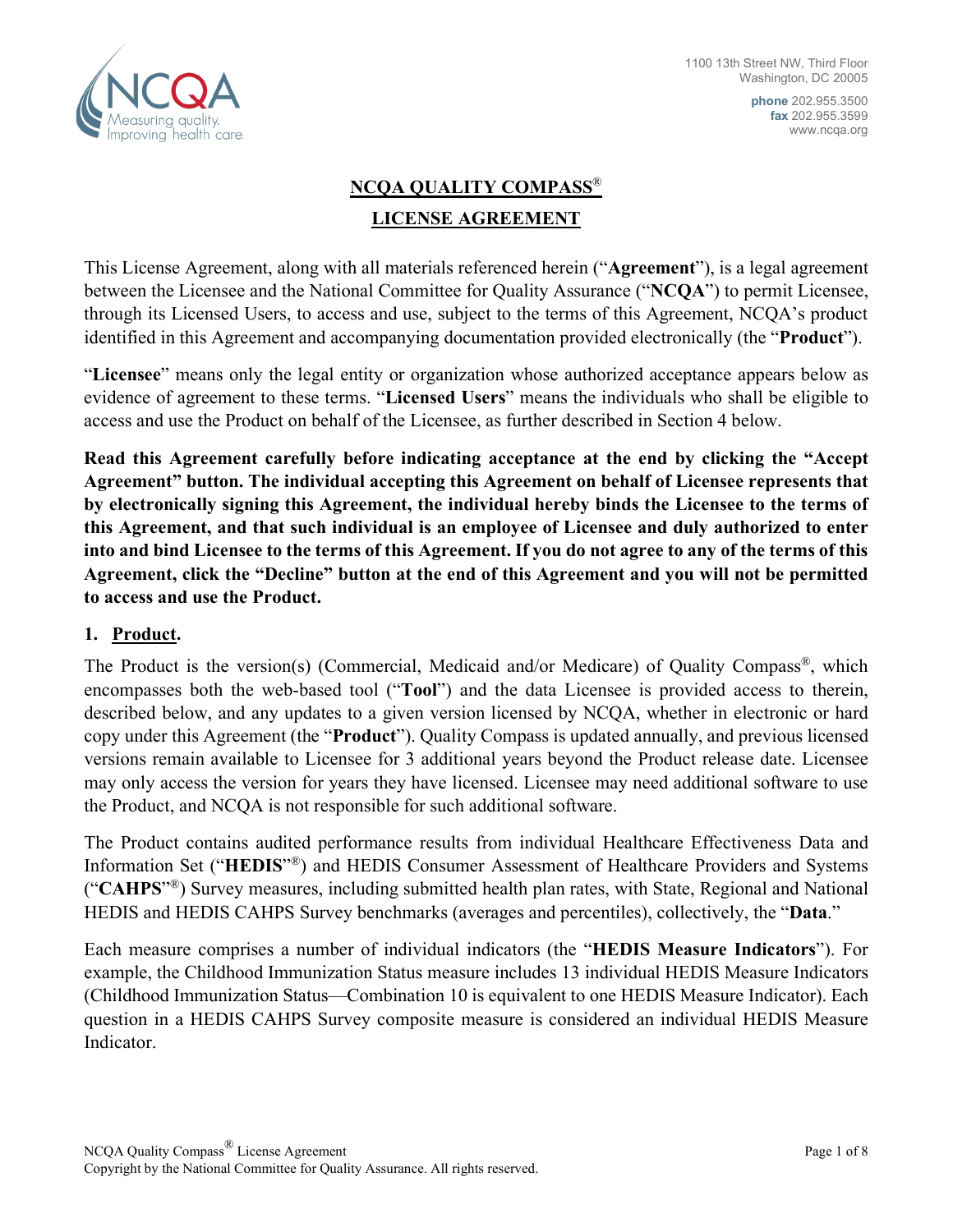1100 13th Street NW, Third Floor
Washington, DC 20005

**phone** 202.955.3500
**fax** 202.955.3599
www.ncqa.org

# NCQA QUALITY COMPASS®

# LICENSE AGREEMENT

This License Agreement, along with all materials referenced herein ("**Agreement**"), is a legal agreement between the Licensee and the National Committee for Quality Assurance ("**NCQA**") to permit Licensee, through its Licensed Users, to access and use, subject to the terms of this Agreement, NCQA's product identified in this Agreement and accompanying documentation provided electronically (the "**Product**").

"**Licensee**" means only the legal entity or organization whose authorized acceptance appears below as evidence of agreement to these terms. "**Licensed Users**" means the individuals who shall be eligible to access and use the Product on behalf of the Licensee, as further described in Section 4 below.

**Read this Agreement carefully before indicating acceptance at the end by clicking the "Accept Agreement" button. The individual accepting this Agreement on behalf of Licensee represents that by electronically signing this Agreement, the individual hereby binds the Licensee to the terms of this Agreement, and that such individual is an employee of Licensee and duly authorized to enter into and bind Licensee to the terms of this Agreement. If you do not agree to any of the terms of this Agreement, click the "Decline" button at the end of this Agreement and you will not be permitted to access and use the Product.**

## 1. Product.

The Product is the version(s) (Commercial, Medicaid and/or Medicare) of Quality Compass®, which encompasses both the web-based tool ("**Tool**") and the data Licensee is provided access to therein, described below, and any updates to a given version licensed by NCQA, whether in electronic or hard copy under this Agreement (the "**Product**"). Quality Compass is updated annually, and previous licensed versions remain available to Licensee for 3 additional years beyond the Product release date. Licensee may only access the version for years they have licensed. Licensee may need additional software to use the Product, and NCQA is not responsible for such additional software.

The Product contains audited performance results from individual Healthcare Effectiveness Data and Information Set ("**HEDIS**"®) and HEDIS Consumer Assessment of Healthcare Providers and Systems ("**CAHPS**"®) Survey measures, including submitted health plan rates, with State, Regional and National HEDIS and HEDIS CAHPS Survey benchmarks (averages and percentiles), collectively, the "**Data**."

Each measure comprises a number of individual indicators (the "**HEDIS Measure Indicators**"). For example, the Childhood Immunization Status measure includes 13 individual HEDIS Measure Indicators (Childhood Immunization Status—Combination 10 is equivalent to one HEDIS Measure Indicator). Each question in a HEDIS CAHPS Survey composite measure is considered an individual HEDIS Measure Indicator.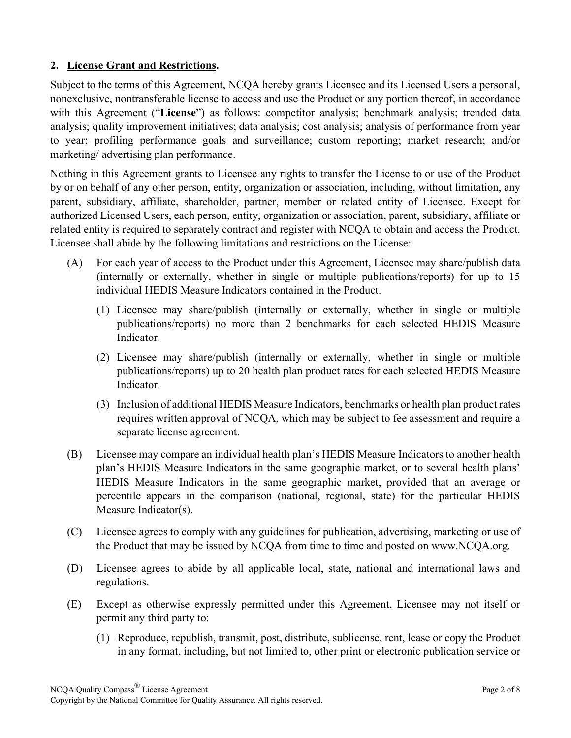## 2. License Grant and Restrictions.

Subject to the terms of this Agreement, NCQA hereby grants Licensee and its Licensed Users a personal, nonexclusive, nontransferable license to access and use the Product or any portion thereof, in accordance with this Agreement ("**License**") as follows: competitor analysis; benchmark analysis; trended data analysis; quality improvement initiatives; data analysis; cost analysis; analysis of performance from year to year; profiling performance goals and surveillance; custom reporting; market research; and/or marketing/ advertising plan performance.

Nothing in this Agreement grants to Licensee any rights to transfer the License to or use of the Product by or on behalf of any other person, entity, organization or association, including, without limitation, any parent, subsidiary, affiliate, shareholder, partner, member or related entity of Licensee. Except for authorized Licensed Users, each person, entity, organization or association, parent, subsidiary, affiliate or related entity is required to separately contract and register with NCQA to obtain and access the Product. Licensee shall abide by the following limitations and restrictions on the License:

(A) For each year of access to the Product under this Agreement, Licensee may share/publish data (internally or externally, whether in single or multiple publications/reports) for up to 15 individual HEDIS Measure Indicators contained in the Product.

  (1) Licensee may share/publish (internally or externally, whether in single or multiple publications/reports) no more than 2 benchmarks for each selected HEDIS Measure Indicator.

  (2) Licensee may share/publish (internally or externally, whether in single or multiple publications/reports) up to 20 health plan product rates for each selected HEDIS Measure Indicator.

  (3) Inclusion of additional HEDIS Measure Indicators, benchmarks or health plan product rates requires written approval of NCQA, which may be subject to fee assessment and require a separate license agreement.

(B) Licensee may compare an individual health plan's HEDIS Measure Indicators to another health plan's HEDIS Measure Indicators in the same geographic market, or to several health plans' HEDIS Measure Indicators in the same geographic market, provided that an average or percentile appears in the comparison (national, regional, state) for the particular HEDIS Measure Indicator(s).

(C) Licensee agrees to comply with any guidelines for publication, advertising, marketing or use of the Product that may be issued by NCQA from time to time and posted on www.NCQA.org.

(D) Licensee agrees to abide by all applicable local, state, national and international laws and regulations.

(E) Except as otherwise expressly permitted under this Agreement, Licensee may not itself or permit any third party to:

  (1) Reproduce, republish, transmit, post, distribute, sublicense, rent, lease or copy the Product in any format, including, but not limited to, other print or electronic publication service or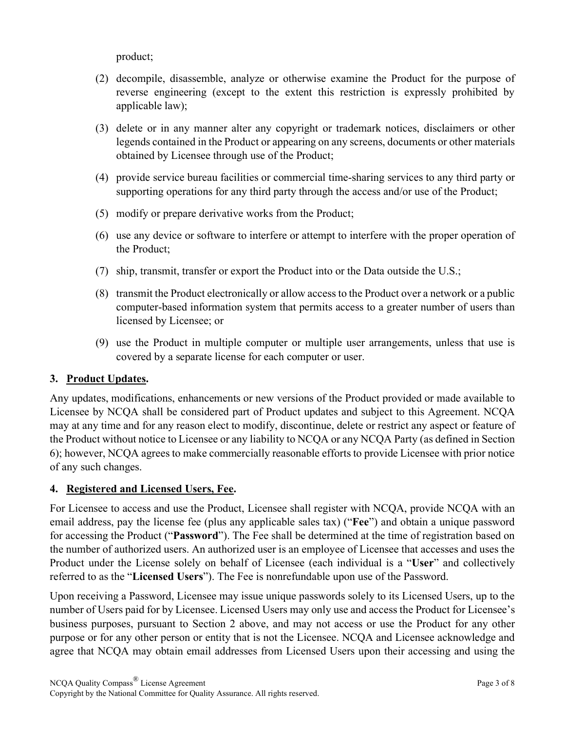product;

(2) decompile, disassemble, analyze or otherwise examine the Product for the purpose of reverse engineering (except to the extent this restriction is expressly prohibited by applicable law);

(3) delete or in any manner alter any copyright or trademark notices, disclaimers or other legends contained in the Product or appearing on any screens, documents or other materials obtained by Licensee through use of the Product;

(4) provide service bureau facilities or commercial time-sharing services to any third party or supporting operations for any third party through the access and/or use of the Product;

(5) modify or prepare derivative works from the Product;

(6) use any device or software to interfere or attempt to interfere with the proper operation of the Product;

(7) ship, transmit, transfer or export the Product into or the Data outside the U.S.;

(8) transmit the Product electronically or allow access to the Product over a network or a public computer-based information system that permits access to a greater number of users than licensed by Licensee; or

(9) use the Product in multiple computer or multiple user arrangements, unless that use is covered by a separate license for each computer or user.

### 3. Product Updates.

Any updates, modifications, enhancements or new versions of the Product provided or made available to Licensee by NCQA shall be considered part of Product updates and subject to this Agreement. NCQA may at any time and for any reason elect to modify, discontinue, delete or restrict any aspect or feature of the Product without notice to Licensee or any liability to NCQA or any NCQA Party (as defined in Section 6); however, NCQA agrees to make commercially reasonable efforts to provide Licensee with prior notice of any such changes.

### 4. Registered and Licensed Users, Fee.

For Licensee to access and use the Product, Licensee shall register with NCQA, provide NCQA with an email address, pay the license fee (plus any applicable sales tax) ("**Fee**") and obtain a unique password for accessing the Product ("**Password**"). The Fee shall be determined at the time of registration based on the number of authorized users. An authorized user is an employee of Licensee that accesses and uses the Product under the License solely on behalf of Licensee (each individual is a "**User**" and collectively referred to as the "**Licensed Users**"). The Fee is nonrefundable upon use of the Password.

Upon receiving a Password, Licensee may issue unique passwords solely to its Licensed Users, up to the number of Users paid for by Licensee. Licensed Users may only use and access the Product for Licensee's business purposes, pursuant to Section 2 above, and may not access or use the Product for any other purpose or for any other person or entity that is not the Licensee. NCQA and Licensee acknowledge and agree that NCQA may obtain email addresses from Licensed Users upon their accessing and using the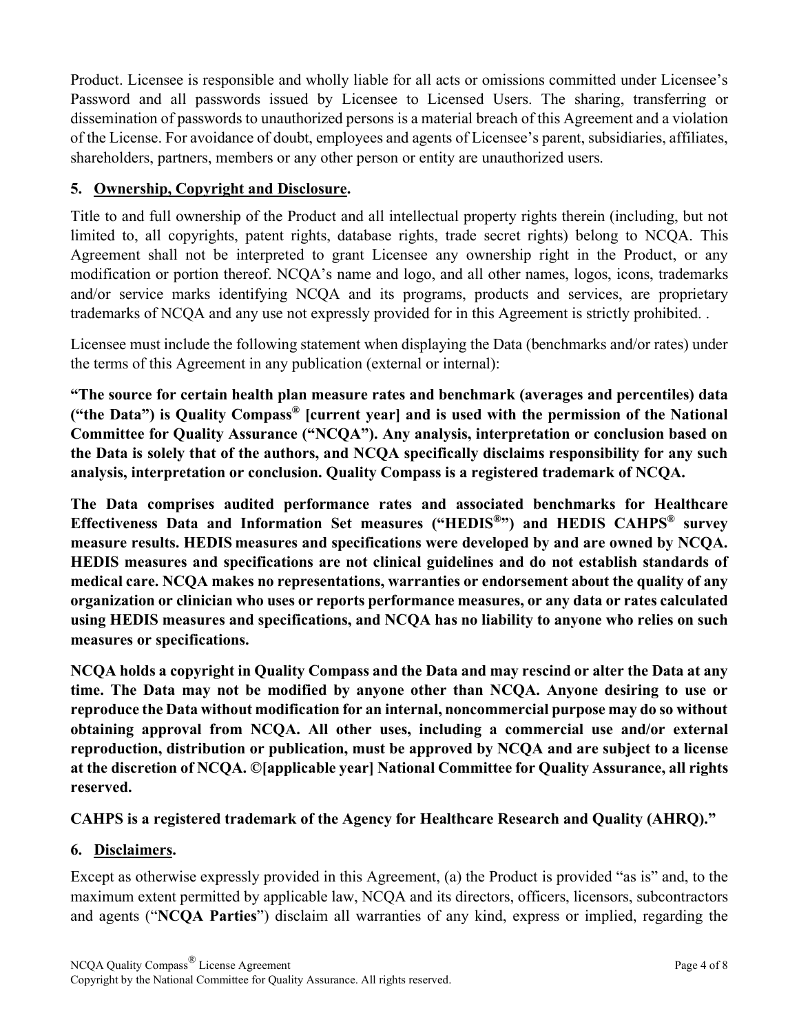Product. Licensee is responsible and wholly liable for all acts or omissions committed under Licensee's Password and all passwords issued by Licensee to Licensed Users. The sharing, transferring or dissemination of passwords to unauthorized persons is a material breach of this Agreement and a violation of the License. For avoidance of doubt, employees and agents of Licensee's parent, subsidiaries, affiliates, shareholders, partners, members or any other person or entity are unauthorized users.

## 5. Ownership, Copyright and Disclosure.

Title to and full ownership of the Product and all intellectual property rights therein (including, but not limited to, all copyrights, patent rights, database rights, trade secret rights) belong to NCQA. This Agreement shall not be interpreted to grant Licensee any ownership right in the Product, or any modification or portion thereof. NCQA's name and logo, and all other names, logos, icons, trademarks and/or service marks identifying NCQA and its programs, products and services, are proprietary trademarks of NCQA and any use not expressly provided for in this Agreement is strictly prohibited. .

Licensee must include the following statement when displaying the Data (benchmarks and/or rates) under the terms of this Agreement in any publication (external or internal):

**"The source for certain health plan measure rates and benchmark (averages and percentiles) data ("the Data") is Quality Compass® [current year] and is used with the permission of the National Committee for Quality Assurance ("NCQA"). Any analysis, interpretation or conclusion based on the Data is solely that of the authors, and NCQA specifically disclaims responsibility for any such analysis, interpretation or conclusion. Quality Compass is a registered trademark of NCQA.**

**The Data comprises audited performance rates and associated benchmarks for Healthcare Effectiveness Data and Information Set measures ("HEDIS®") and HEDIS CAHPS® survey measure results. HEDIS measures and specifications were developed by and are owned by NCQA. HEDIS measures and specifications are not clinical guidelines and do not establish standards of medical care. NCQA makes no representations, warranties or endorsement about the quality of any organization or clinician who uses or reports performance measures, or any data or rates calculated using HEDIS measures and specifications, and NCQA has no liability to anyone who relies on such measures or specifications.**

**NCQA holds a copyright in Quality Compass and the Data and may rescind or alter the Data at any time. The Data may not be modified by anyone other than NCQA. Anyone desiring to use or reproduce the Data without modification for an internal, noncommercial purpose may do so without obtaining approval from NCQA. All other uses, including a commercial use and/or external reproduction, distribution or publication, must be approved by NCQA and are subject to a license at the discretion of NCQA. ©[applicable year] National Committee for Quality Assurance, all rights reserved.**

**CAHPS is a registered trademark of the Agency for Healthcare Research and Quality (AHRQ)."**

## 6. Disclaimers.

Except as otherwise expressly provided in this Agreement, (a) the Product is provided "as is" and, to the maximum extent permitted by applicable law, NCQA and its directors, officers, licensors, subcontractors and agents ("**NCQA Parties**") disclaim all warranties of any kind, express or implied, regarding the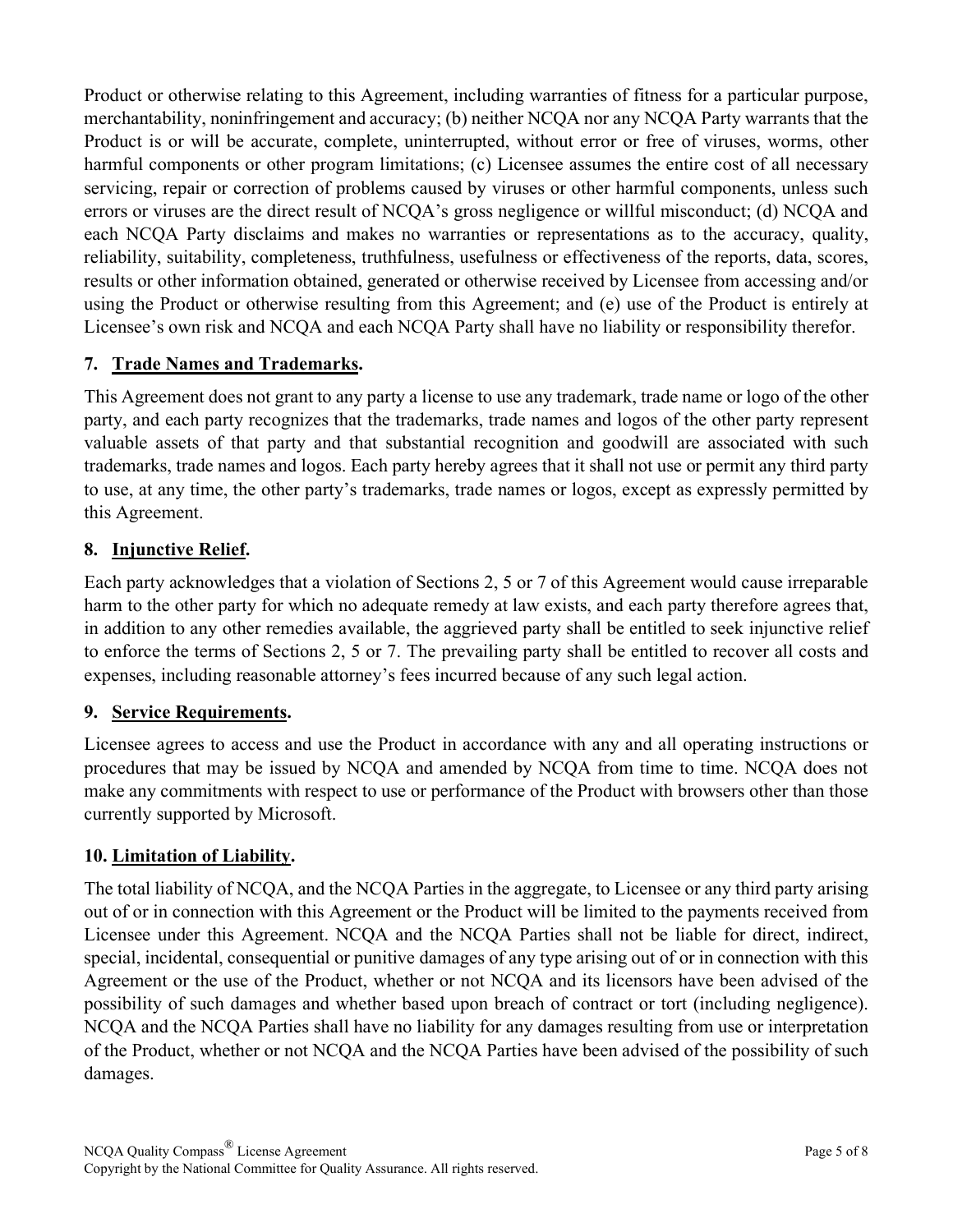Product or otherwise relating to this Agreement, including warranties of fitness for a particular purpose, merchantability, noninfringement and accuracy; (b) neither NCQA nor any NCQA Party warrants that the Product is or will be accurate, complete, uninterrupted, without error or free of viruses, worms, other harmful components or other program limitations; (c) Licensee assumes the entire cost of all necessary servicing, repair or correction of problems caused by viruses or other harmful components, unless such errors or viruses are the direct result of NCQA's gross negligence or willful misconduct; (d) NCQA and each NCQA Party disclaims and makes no warranties or representations as to the accuracy, quality, reliability, suitability, completeness, truthfulness, usefulness or effectiveness of the reports, data, scores, results or other information obtained, generated or otherwise received by Licensee from accessing and/or using the Product or otherwise resulting from this Agreement; and (e) use of the Product is entirely at Licensee's own risk and NCQA and each NCQA Party shall have no liability or responsibility therefor.

## 7. Trade Names and Trademarks.

This Agreement does not grant to any party a license to use any trademark, trade name or logo of the other party, and each party recognizes that the trademarks, trade names and logos of the other party represent valuable assets of that party and that substantial recognition and goodwill are associated with such trademarks, trade names and logos. Each party hereby agrees that it shall not use or permit any third party to use, at any time, the other party's trademarks, trade names or logos, except as expressly permitted by this Agreement.

## 8. Injunctive Relief.

Each party acknowledges that a violation of Sections 2, 5 or 7 of this Agreement would cause irreparable harm to the other party for which no adequate remedy at law exists, and each party therefore agrees that, in addition to any other remedies available, the aggrieved party shall be entitled to seek injunctive relief to enforce the terms of Sections 2, 5 or 7. The prevailing party shall be entitled to recover all costs and expenses, including reasonable attorney's fees incurred because of any such legal action.

## 9. Service Requirements.

Licensee agrees to access and use the Product in accordance with any and all operating instructions or procedures that may be issued by NCQA and amended by NCQA from time to time. NCQA does not make any commitments with respect to use or performance of the Product with browsers other than those currently supported by Microsoft.

## 10. Limitation of Liability.

The total liability of NCQA, and the NCQA Parties in the aggregate, to Licensee or any third party arising out of or in connection with this Agreement or the Product will be limited to the payments received from Licensee under this Agreement. NCQA and the NCQA Parties shall not be liable for direct, indirect, special, incidental, consequential or punitive damages of any type arising out of or in connection with this Agreement or the use of the Product, whether or not NCQA and its licensors have been advised of the possibility of such damages and whether based upon breach of contract or tort (including negligence). NCQA and the NCQA Parties shall have no liability for any damages resulting from use or interpretation of the Product, whether or not NCQA and the NCQA Parties have been advised of the possibility of such damages.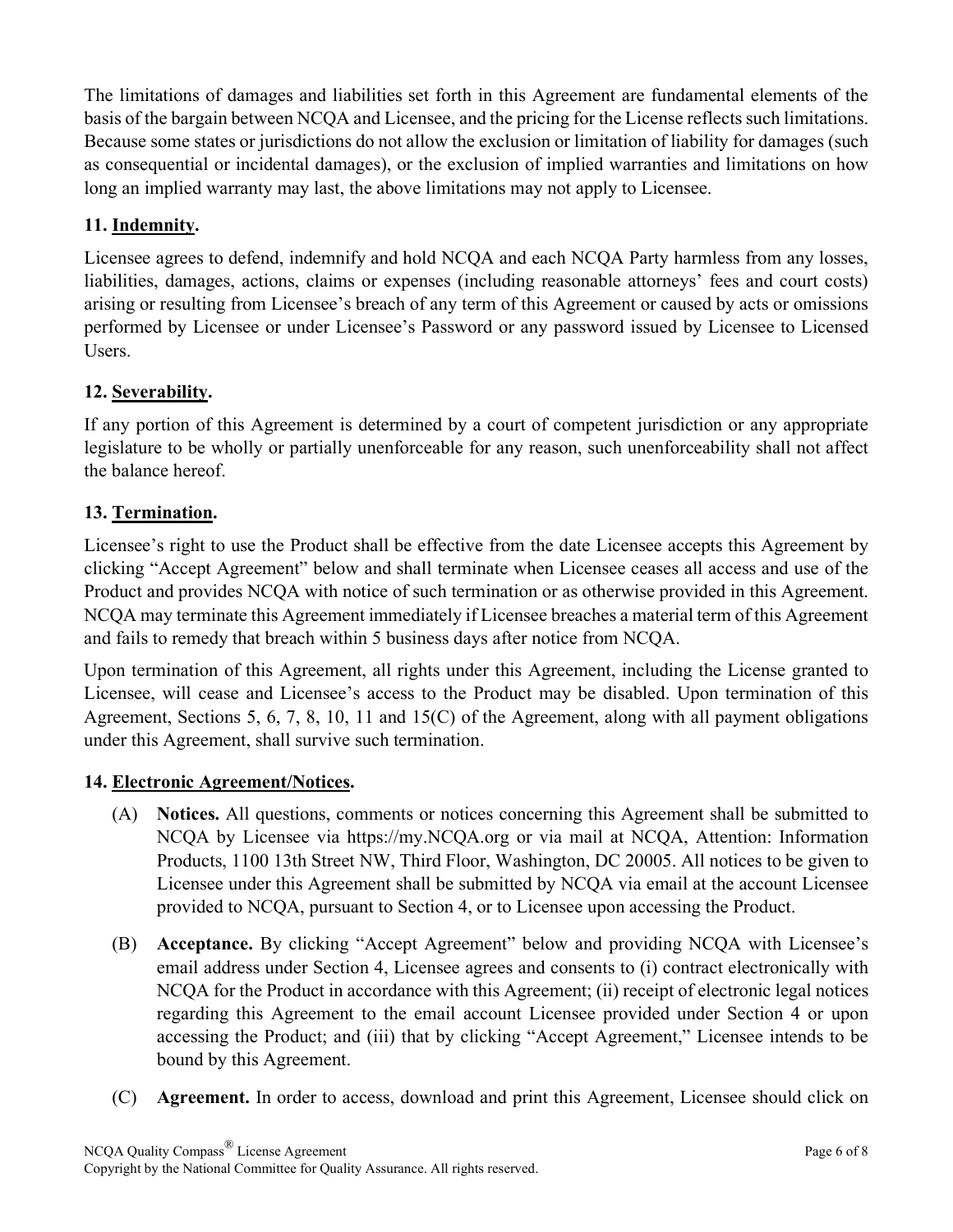The limitations of damages and liabilities set forth in this Agreement are fundamental elements of the basis of the bargain between NCQA and Licensee, and the pricing for the License reflects such limitations. Because some states or jurisdictions do not allow the exclusion or limitation of liability for damages (such as consequential or incidental damages), or the exclusion of implied warranties and limitations on how long an implied warranty may last, the above limitations may not apply to Licensee.

### 11. Indemnity.

Licensee agrees to defend, indemnify and hold NCQA and each NCQA Party harmless from any losses, liabilities, damages, actions, claims or expenses (including reasonable attorneys' fees and court costs) arising or resulting from Licensee's breach of any term of this Agreement or caused by acts or omissions performed by Licensee or under Licensee's Password or any password issued by Licensee to Licensed Users.

### 12. Severability.

If any portion of this Agreement is determined by a court of competent jurisdiction or any appropriate legislature to be wholly or partially unenforceable for any reason, such unenforceability shall not affect the balance hereof.

### 13. Termination.

Licensee's right to use the Product shall be effective from the date Licensee accepts this Agreement by clicking "Accept Agreement" below and shall terminate when Licensee ceases all access and use of the Product and provides NCQA with notice of such termination or as otherwise provided in this Agreement. NCQA may terminate this Agreement immediately if Licensee breaches a material term of this Agreement and fails to remedy that breach within 5 business days after notice from NCQA.

Upon termination of this Agreement, all rights under this Agreement, including the License granted to Licensee, will cease and Licensee's access to the Product may be disabled. Upon termination of this Agreement, Sections 5, 6, 7, 8, 10, 11 and 15(C) of the Agreement, along with all payment obligations under this Agreement, shall survive such termination.

### 14. Electronic Agreement/Notices.

(A) **Notices.** All questions, comments or notices concerning this Agreement shall be submitted to NCQA by Licensee via https://my.NCQA.org or via mail at NCQA, Attention: Information Products, 1100 13th Street NW, Third Floor, Washington, DC 20005. All notices to be given to Licensee under this Agreement shall be submitted by NCQA via email at the account Licensee provided to NCQA, pursuant to Section 4, or to Licensee upon accessing the Product.

(B) **Acceptance.** By clicking "Accept Agreement" below and providing NCQA with Licensee's email address under Section 4, Licensee agrees and consents to (i) contract electronically with NCQA for the Product in accordance with this Agreement; (ii) receipt of electronic legal notices regarding this Agreement to the email account Licensee provided under Section 4 or upon accessing the Product; and (iii) that by clicking "Accept Agreement," Licensee intends to be bound by this Agreement.

(C) **Agreement.** In order to access, download and print this Agreement, Licensee should click on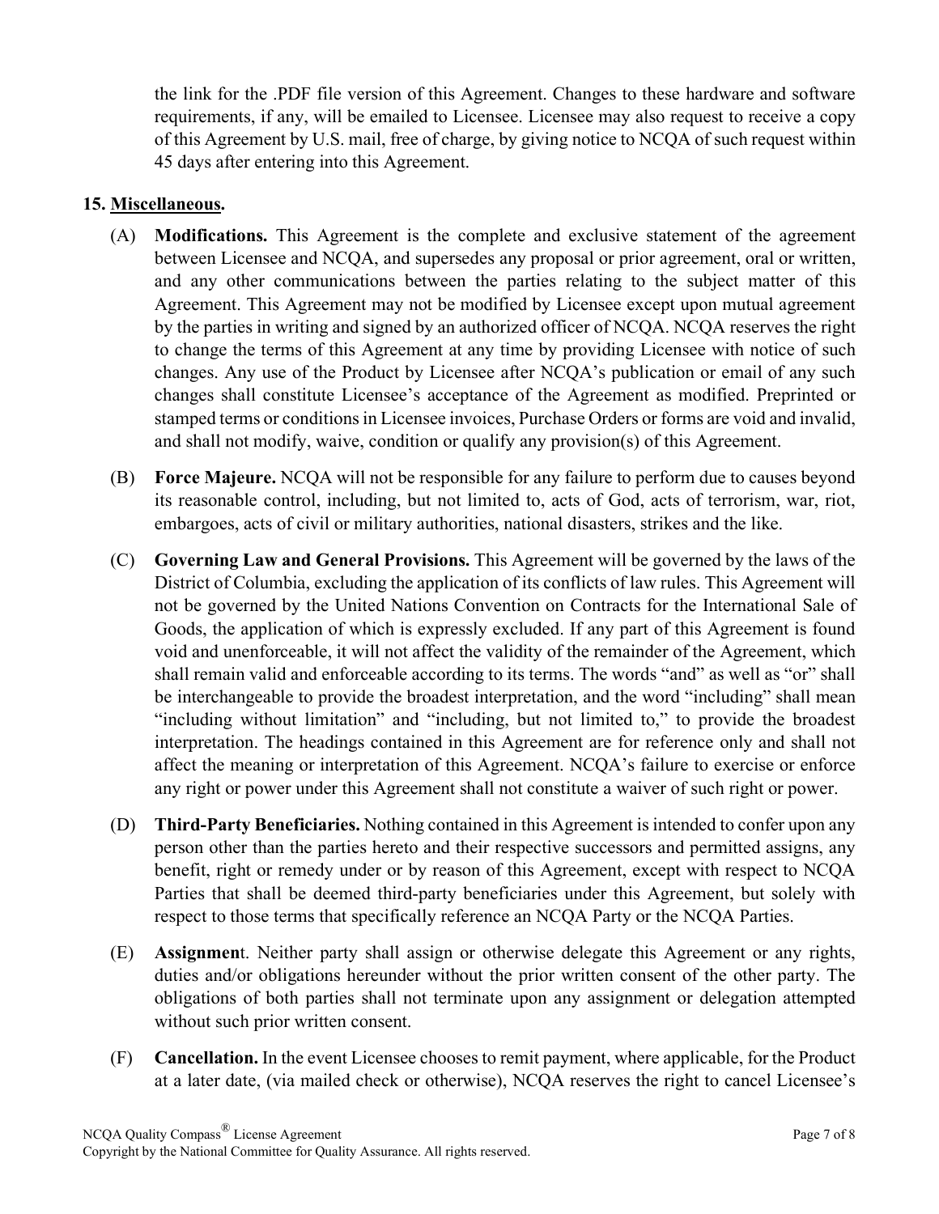the link for the .PDF file version of this Agreement. Changes to these hardware and software requirements, if any, will be emailed to Licensee. Licensee may also request to receive a copy of this Agreement by U.S. mail, free of charge, by giving notice to NCQA of such request within 45 days after entering into this Agreement.

**15. Miscellaneous.**

(A) **Modifications.** This Agreement is the complete and exclusive statement of the agreement between Licensee and NCQA, and supersedes any proposal or prior agreement, oral or written, and any other communications between the parties relating to the subject matter of this Agreement. This Agreement may not be modified by Licensee except upon mutual agreement by the parties in writing and signed by an authorized officer of NCQA. NCQA reserves the right to change the terms of this Agreement at any time by providing Licensee with notice of such changes. Any use of the Product by Licensee after NCQA's publication or email of any such changes shall constitute Licensee's acceptance of the Agreement as modified. Preprinted or stamped terms or conditions in Licensee invoices, Purchase Orders or forms are void and invalid, and shall not modify, waive, condition or qualify any provision(s) of this Agreement.

(B) **Force Majeure.** NCQA will not be responsible for any failure to perform due to causes beyond its reasonable control, including, but not limited to, acts of God, acts of terrorism, war, riot, embargoes, acts of civil or military authorities, national disasters, strikes and the like.

(C) **Governing Law and General Provisions.** This Agreement will be governed by the laws of the District of Columbia, excluding the application of its conflicts of law rules. This Agreement will not be governed by the United Nations Convention on Contracts for the International Sale of Goods, the application of which is expressly excluded. If any part of this Agreement is found void and unenforceable, it will not affect the validity of the remainder of the Agreement, which shall remain valid and enforceable according to its terms. The words "and" as well as "or" shall be interchangeable to provide the broadest interpretation, and the word "including" shall mean "including without limitation" and "including, but not limited to," to provide the broadest interpretation. The headings contained in this Agreement are for reference only and shall not affect the meaning or interpretation of this Agreement. NCQA's failure to exercise or enforce any right or power under this Agreement shall not constitute a waiver of such right or power.

(D) **Third-Party Beneficiaries.** Nothing contained in this Agreement is intended to confer upon any person other than the parties hereto and their respective successors and permitted assigns, any benefit, right or remedy under or by reason of this Agreement, except with respect to NCQA Parties that shall be deemed third-party beneficiaries under this Agreement, but solely with respect to those terms that specifically reference an NCQA Party or the NCQA Parties.

(E) **Assignmen**t. Neither party shall assign or otherwise delegate this Agreement or any rights, duties and/or obligations hereunder without the prior written consent of the other party. The obligations of both parties shall not terminate upon any assignment or delegation attempted without such prior written consent.

(F) **Cancellation.** In the event Licensee chooses to remit payment, where applicable, for the Product at a later date, (via mailed check or otherwise), NCQA reserves the right to cancel Licensee's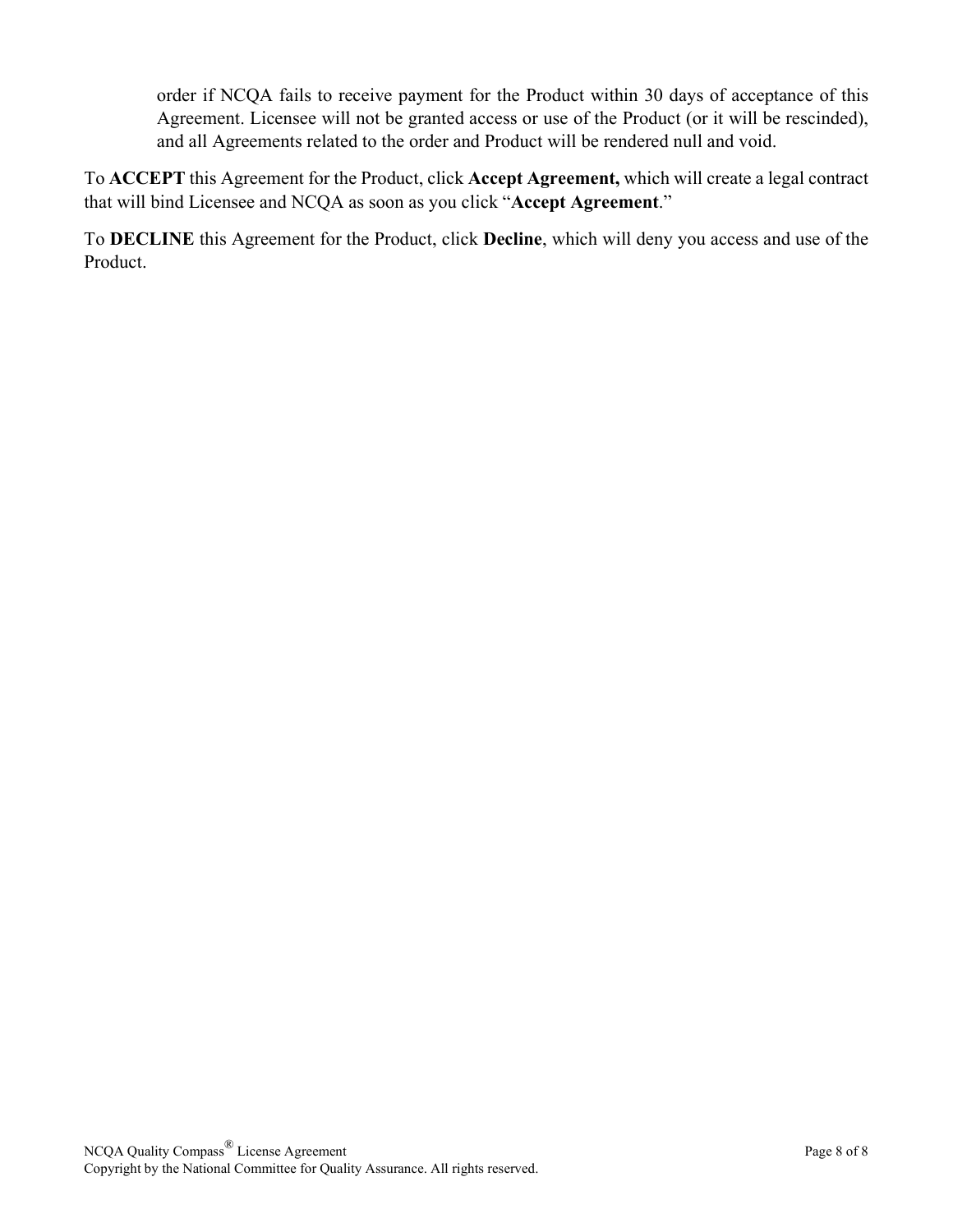order if NCQA fails to receive payment for the Product within 30 days of acceptance of this Agreement. Licensee will not be granted access or use of the Product (or it will be rescinded), and all Agreements related to the order and Product will be rendered null and void.

To **ACCEPT** this Agreement for the Product, click **Accept Agreement,** which will create a legal contract that will bind Licensee and NCQA as soon as you click "**Accept Agreement**."

To **DECLINE** this Agreement for the Product, click **Decline**, which will deny you access and use of the Product.